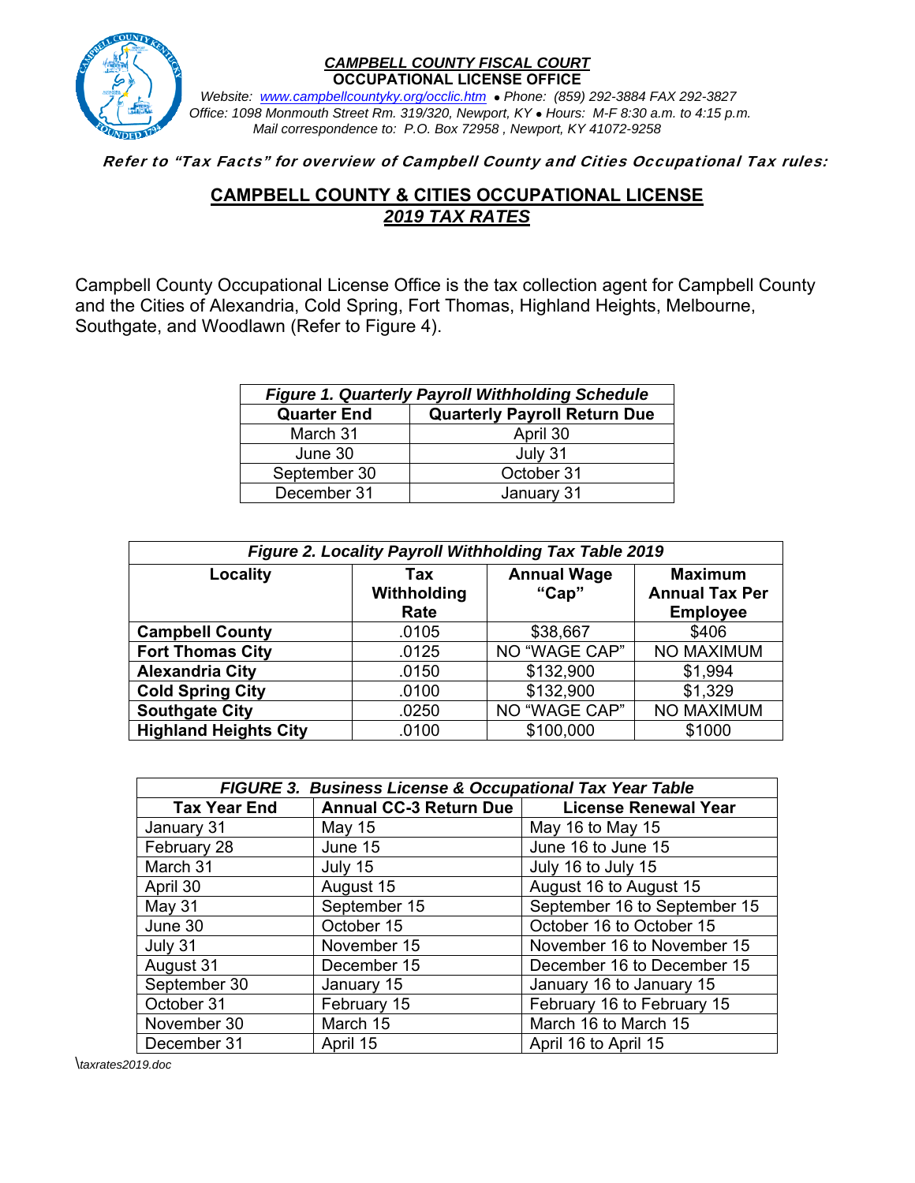***CAMPBELL COUNTY FISCAL COURT***
**OCCUPATIONAL LICENSE OFFICE**

*Website: www.campbellcountyky.org/occlic.htm • Phone: (859) 292-3884 FAX 292-3827*
*Office: 1098 Monmouth Street Rm. 319/320, Newport, KY • Hours: M-F 8:30 a.m. to 4:15 p.m.*
*Mail correspondence to: P.O. Box 72958 , Newport, KY 41072-9258*

***Refer to "Tax Facts" for overview of Campbell County and Cities Occupational Tax rules:***

## CAMPBELL COUNTY & CITIES OCCUPATIONAL LICENSE
## *2019 TAX RATES*

Campbell County Occupational License Office is the tax collection agent for Campbell County and the Cities of Alexandria, Cold Spring, Fort Thomas, Highland Heights, Melbourne, Southgate, and Woodlawn (Refer to Figure 4).

***Figure 1. Quarterly Payroll Withholding Schedule***

| Quarter End | Quarterly Payroll Return Due |
|---|---|
| March 31 | April 30 |
| June 30 | July 31 |
| September 30 | October 31 |
| December 31 | January 31 |

***Figure 2. Locality Payroll Withholding Tax Table 2019***

| Locality | Tax Withholding Rate | Annual Wage "Cap" | Maximum Annual Tax Per Employee |
|---|---|---|---|
| **Campbell County** | .0105 | $38,667 | $406 |
| **Fort Thomas City** | .0125 | NO "WAGE CAP" | NO MAXIMUM |
| **Alexandria City** | .0150 | $132,900 | $1,994 |
| **Cold Spring City** | .0100 | $132,900 | $1,329 |
| **Southgate City** | .0250 | NO "WAGE CAP" | NO MAXIMUM |
| **Highland Heights City** | .0100 | $100,000 | $1000 |

***FIGURE 3. Business License & Occupational Tax Year Table***

| Tax Year End | Annual CC-3 Return Due | License Renewal Year |
|---|---|---|
| January 31 | May 15 | May 16 to May 15 |
| February 28 | June 15 | June 16 to June 15 |
| March 31 | July 15 | July 16 to July 15 |
| April 30 | August 15 | August 16 to August 15 |
| May 31 | September 15 | September 16 to September 15 |
| June 30 | October 15 | October 16 to October 15 |
| July 31 | November 15 | November 16 to November 15 |
| August 31 | December 15 | December 16 to December 15 |
| September 30 | January 15 | January 16 to January 15 |
| October 31 | February 15 | February 16 to February 15 |
| November 30 | March 15 | March 16 to March 15 |
| December 31 | April 15 | April 16 to April 15 |

*\taxrates2019.doc*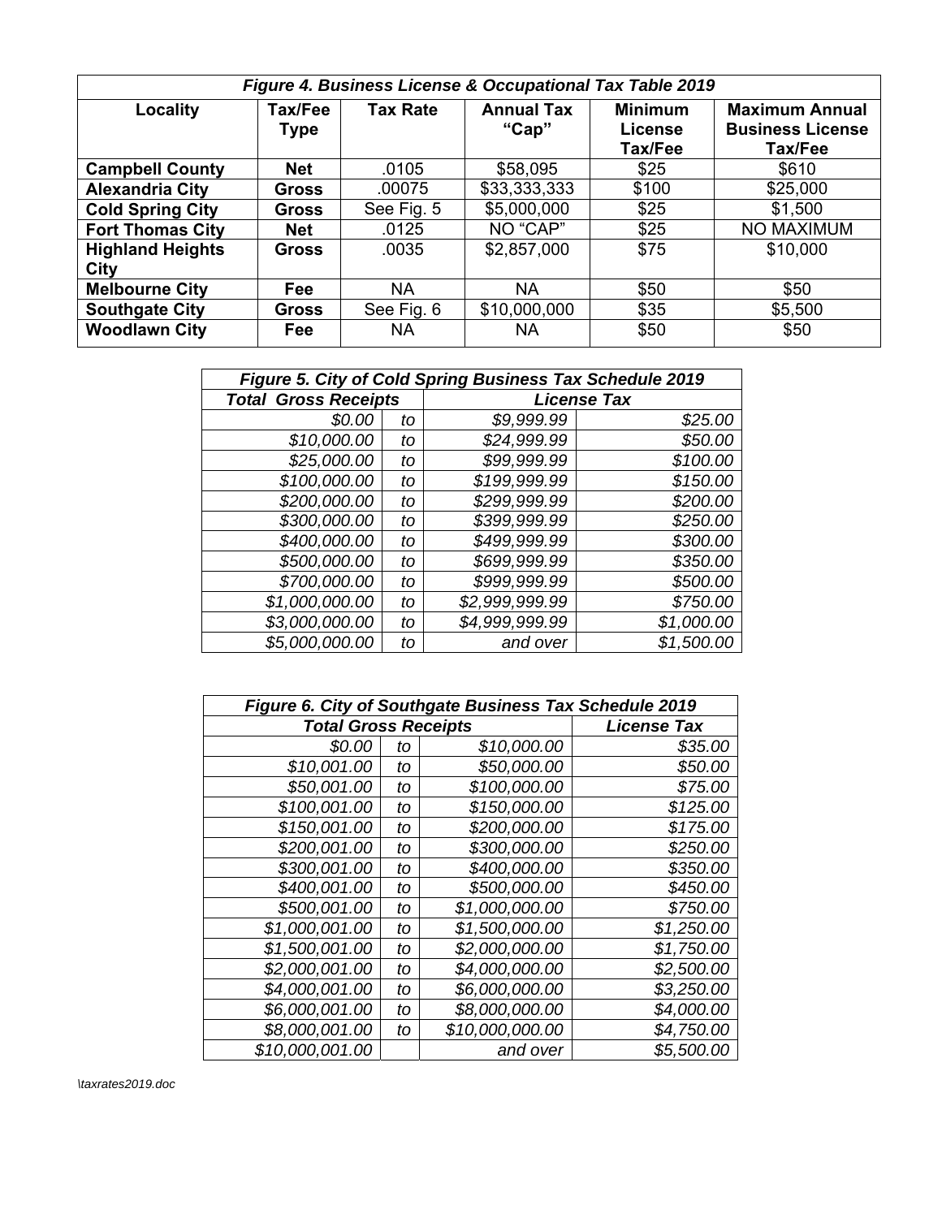| *Figure 4. Business License & Occupational Tax Table 2019* | | | | | |
|---|---|---|---|---|---|
| **Locality** | **Tax/Fee Type** | **Tax Rate** | **Annual Tax "Cap"** | **Minimum License Tax/Fee** | **Maximum Annual Business License Tax/Fee** |
| **Campbell County** | **Net** | .0105 | $58,095 | $25 | $610 |
| **Alexandria City** | **Gross** | .00075 | $33,333,333 | $100 | $25,000 |
| **Cold Spring City** | **Gross** | See Fig. 5 | $5,000,000 | $25 | $1,500 |
| **Fort Thomas City** | **Net** | .0125 | NO "CAP" | $25 | NO MAXIMUM |
| **Highland Heights City** | **Gross** | .0035 | $2,857,000 | $75 | $10,000 |
| **Melbourne City** | **Fee** | NA | NA | $50 | $50 |
| **Southgate City** | **Gross** | See Fig. 6 | $10,000,000 | $35 | $5,500 |
| **Woodlawn City** | **Fee** | NA | NA | $50 | $50 |

| ***Figure 5. City of Cold Spring Business Tax Schedule 2019*** | | | |
|---|---|---|---|
| ***Total Gross Receipts*** | | ***License Tax*** | |
| *$0.00* | *to* | *$9,999.99* | *$25.00* |
| *$10,000.00* | *to* | *$24,999.99* | *$50.00* |
| *$25,000.00* | *to* | *$99,999.99* | *$100.00* |
| *$100,000.00* | *to* | *$199,999.99* | *$150.00* |
| *$200,000.00* | *to* | *$299,999.99* | *$200.00* |
| *$300,000.00* | *to* | *$399,999.99* | *$250.00* |
| *$400,000.00* | *to* | *$499,999.99* | *$300.00* |
| *$500,000.00* | *to* | *$699,999.99* | *$350.00* |
| *$700,000.00* | *to* | *$999,999.99* | *$500.00* |
| *$1,000,000.00* | *to* | *$2,999,999.99* | *$750.00* |
| *$3,000,000.00* | *to* | *$4,999,999.99* | *$1,000.00* |
| *$5,000,000.00* | *to* | *and over* | *$1,500.00* |

| ***Figure 6. City of Southgate Business Tax Schedule 2019*** | | | |
|---|---|---|---|
| ***Total Gross Receipts*** | | | ***License Tax*** |
| *$0.00* | *to* | *$10,000.00* | *$35.00* |
| *$10,001.00* | *to* | *$50,000.00* | *$50.00* |
| *$50,001.00* | *to* | *$100,000.00* | *$75.00* |
| *$100,001.00* | *to* | *$150,000.00* | *$125.00* |
| *$150,001.00* | *to* | *$200,000.00* | *$175.00* |
| *$200,001.00* | *to* | *$300,000.00* | *$250.00* |
| *$300,001.00* | *to* | *$400,000.00* | *$350.00* |
| *$400,001.00* | *to* | *$500,000.00* | *$450.00* |
| *$500,001.00* | *to* | *$1,000,000.00* | *$750.00* |
| *$1,000,001.00* | *to* | *$1,500,000.00* | *$1,250.00* |
| *$1,500,001.00* | *to* | *$2,000,000.00* | *$1,750.00* |
| *$2,000,001.00* | *to* | *$4,000,000.00* | *$2,500.00* |
| *$4,000,001.00* | *to* | *$6,000,000.00* | *$3,250.00* |
| *$6,000,001.00* | *to* | *$8,000,000.00* | *$4,000.00* |
| *$8,000,001.00* | *to* | *$10,000,000.00* | *$4,750.00* |
| *$10,000,001.00* | | *and over* | *$5,500.00* |

*\taxrates2019.doc*